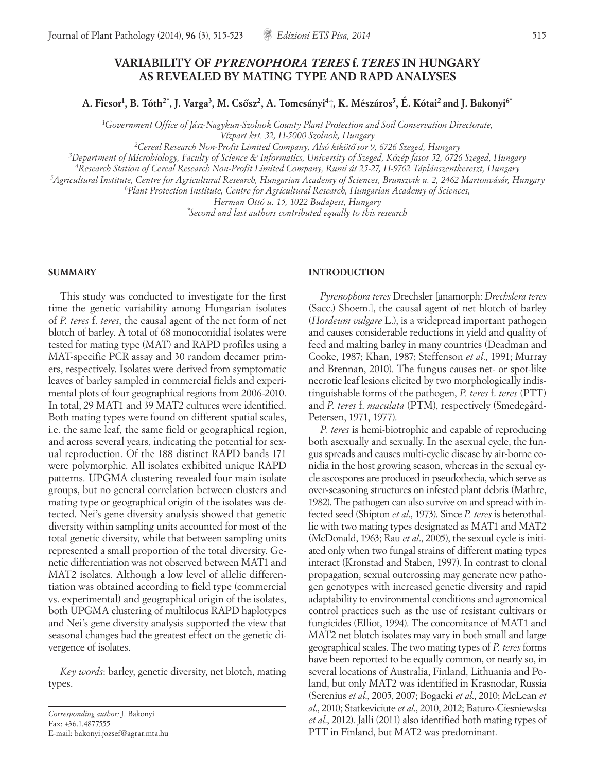# VARIABILITY OF *PYRENOPHORA TERES* f. *TERES* IN HUNGARY AS REVEALED BY MATING TYPE AND RAPD ANALYSES

**A. Ficsor[1], B. Tóth[2*], J. Varga[3], M. Csősz[2], A. Tomcsányi[4]†, K. Mészáros[5], É. Kótai[2] and J. Bakonyi[6*]**

[1]*Government Office of Jász-Nagykun-Szolnok County Plant Protection and Soil Conservation Directorate, Vízpart krt. 32, H-5000 Szolnok, Hungary*

[2]*Cereal Research Non-Profit Limited Company, Alsó kikötő sor 9, 6726 Szeged, Hungary*

[3]*Department of Microbiology, Faculty of Science & Informatics, University of Szeged, Közép fasor 52, 6726 Szeged, Hungary*

[4]*Research Station of Cereal Research Non-Profit Limited Company, Rumi út 25-27, H-9762 Táplánszentkereszt, Hungary*

[5]*Agricultural Institute, Centre for Agricultural Research, Hungarian Academy of Sciences, Brunszvik u. 2, 2462 Martonvásár, Hungary*

[6]*Plant Protection Institute, Centre for Agricultural Research, Hungarian Academy of Sciences, Herman Ottó u. 15, 1022 Budapest, Hungary*

[*]*Second and last authors contributed equally to this research*

## SUMMARY

This study was conducted to investigate for the first time the genetic variability among Hungarian isolates of *P. teres* f. *teres*, the causal agent of the net form of net blotch of barley. A total of 68 monoconidial isolates were tested for mating type (MAT) and RAPD profiles using a MAT-specific PCR assay and 30 random decamer primers, respectively. Isolates were derived from symptomatic leaves of barley sampled in commercial fields and experimental plots of four geographical regions from 2006-2010. In total, 29 MAT1 and 39 MAT2 cultures were identified. Both mating types were found on different spatial scales, i.e. the same leaf, the same field or geographical region, and across several years, indicating the potential for sexual reproduction. Of the 188 distinct RAPD bands 171 were polymorphic. All isolates exhibited unique RAPD patterns. UPGMA clustering revealed four main isolate groups, but no general correlation between clusters and mating type or geographical origin of the isolates was detected. Nei's gene diversity analysis showed that genetic diversity within sampling units accounted for most of the total genetic diversity, while that between sampling units represented a small proportion of the total diversity. Genetic differentiation was not observed between MAT1 and MAT2 isolates. Although a low level of allelic differentiation was obtained according to field type (commercial vs. experimental) and geographical origin of the isolates, both UPGMA clustering of multilocus RAPD haplotypes and Nei's gene diversity analysis supported the view that seasonal changes had the greatest effect on the genetic divergence of isolates.

*Key words*: barley, genetic diversity, net blotch, mating types.

*Corresponding author:* J. Bakonyi
Fax: +36.1.4877555
E-mail: bakonyi.jozsef@agrar.mta.hu

## INTRODUCTION

*Pyrenophora teres* Drechsler [anamorph: *Drechslera teres* (Sacc.) Shoem.], the causal agent of net blotch of barley (*Hordeum vulgare* L.), is a widespread important pathogen and causes considerable reductions in yield and quality of feed and malting barley in many countries (Deadman and Cooke, 1987; Khan, 1987; Steffenson *et al*., 1991; Murray and Brennan, 2010). The fungus causes net- or spot-like necrotic leaf lesions elicited by two morphologically indistinguishable forms of the pathogen, *P. teres* f. *teres* (PTT) and *P. teres* f. *maculata* (PTM), respectively (Smedegård-Petersen, 1971, 1977).

*P. teres* is hemi-biotrophic and capable of reproducing both asexually and sexually. In the asexual cycle, the fungus spreads and causes multi-cyclic disease by air-borne conidia in the host growing season, whereas in the sexual cycle ascospores are produced in pseudothecia, which serve as over-seasoning structures on infested plant debris (Mathre, 1982). The pathogen can also survive on and spread with infected seed (Shipton *et al*., 1973). Since *P. teres* is heterothallic with two mating types designated as MAT1 and MAT2 (McDonald, 1963; Rau *et al*., 2005), the sexual cycle is initiated only when two fungal strains of different mating types interact (Kronstad and Staben, 1997). In contrast to clonal propagation, sexual outcrossing may generate new pathogen genotypes with increased genetic diversity and rapid adaptability to environmental conditions and agronomical control practices such as the use of resistant cultivars or fungicides (Elliot, 1994). The concomitance of MAT1 and MAT2 net blotch isolates may vary in both small and large geographical scales. The two mating types of *P. teres* forms have been reported to be equally common, or nearly so, in several locations of Australia, Finland, Lithuania and Poland, but only MAT2 was identified in Krasnodar, Russia (Serenius *et al*., 2005, 2007; Bogacki *et al*., 2010; McLean *et al*., 2010; Statkeviciute *et al*., 2010, 2012; Baturo-Ciesniewska *et al*., 2012). Jalli (2011) also identified both mating types of PTT in Finland, but MAT2 was predominant.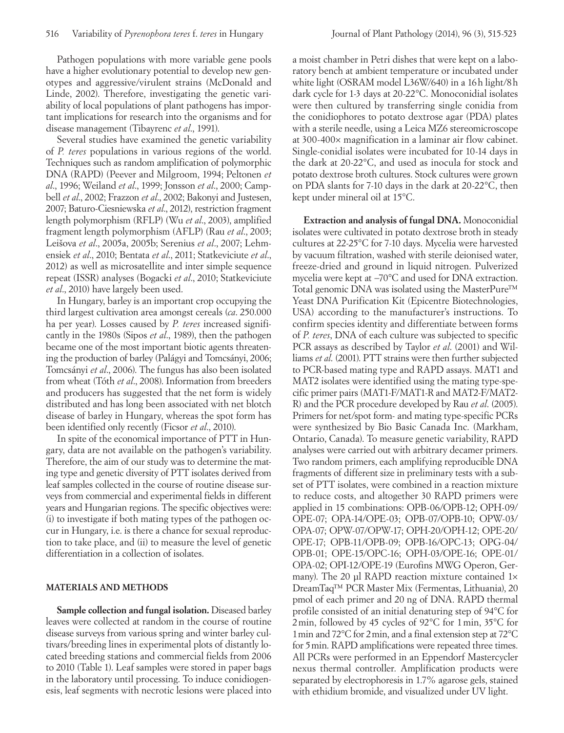Pathogen populations with more variable gene pools have a higher evolutionary potential to develop new genotypes and aggressive/virulent strains (McDonald and Linde, 2002). Therefore, investigating the genetic variability of local populations of plant pathogens has important implications for research into the organisms and for disease management (Tibayrenc *et al*., 1991).

Several studies have examined the genetic variability of *P. teres* populations in various regions of the world. Techniques such as random amplification of polymorphic DNA (RAPD) (Peever and Milgroom, 1994; Peltonen *et al*., 1996; Weiland *et al*., 1999; Jonsson *et al*., 2000; Campbell *et al*., 2002; Frazzon *et al*., 2002; Bakonyi and Justesen, 2007; Baturo-Ciesniewska *et al*., 2012), restriction fragment length polymorphism (RFLP) (Wu *et al*., 2003), amplified fragment length polymorphism (AFLP) (Rau *et al*., 2003; Leišova *et al*., 2005a, 2005b; Serenius *et al*., 2007; Lehmensiek *et al*., 2010; Bentata *et al*., 2011; Statkeviciute *et al*., 2012) as well as microsatellite and inter simple sequence repeat (ISSR) analyses (Bogacki *et al*., 2010; Statkeviciute *et al*., 2010) have largely been used.

In Hungary, barley is an important crop occupying the third largest cultivation area amongst cereals (*ca*. 250.000 ha per year). Losses caused by *P. teres* increased significantly in the 1980s (Sipos *et al*., 1989), then the pathogen became one of the most important biotic agents threatening the production of barley (Palágyi and Tomcsányi, 2006; Tomcsányi *et al*., 2006). The fungus has also been isolated from wheat (Tóth *et al*., 2008). Information from breeders and producers has suggested that the net form is widely distributed and has long been associated with net blotch disease of barley in Hungary, whereas the spot form has been identified only recently (Ficsor *et al*., 2010).

In spite of the economical importance of PTT in Hungary, data are not available on the pathogen's variability. Therefore, the aim of our study was to determine the mating type and genetic diversity of PTT isolates derived from leaf samples collected in the course of routine disease surveys from commercial and experimental fields in different years and Hungarian regions. The specific objectives were: (i) to investigate if both mating types of the pathogen occur in Hungary, i.e. is there a chance for sexual reproduction to take place, and (ii) to measure the level of genetic differentiation in a collection of isolates.

## MATERIALS AND METHODS

**Sample collection and fungal isolation.** Diseased barley leaves were collected at random in the course of routine disease surveys from various spring and winter barley cultivars/breeding lines in experimental plots of distantly located breeding stations and commercial fields from 2006 to 2010 (Table 1). Leaf samples were stored in paper bags in the laboratory until processing. To induce conidiogenesis, leaf segments with necrotic lesions were placed into a moist chamber in Petri dishes that were kept on a laboratory bench at ambient temperature or incubated under white light (OSRAM model L36W/640) in a 16 h light/8 h dark cycle for 1-3 days at 20-22°C. Monoconidial isolates were then cultured by transferring single conidia from the conidiophores to potato dextrose agar (PDA) plates with a sterile needle, using a Leica MZ6 stereomicroscope at 300-400× magnification in a laminar air flow cabinet. Single-conidial isolates were incubated for 10-14 days in the dark at 20-22°C, and used as inocula for stock and potato dextrose broth cultures. Stock cultures were grown on PDA slants for 7-10 days in the dark at 20-22°C, then kept under mineral oil at 15°C.

**Extraction and analysis of fungal DNA.** Monoconidial isolates were cultivated in potato dextrose broth in steady cultures at 22-25°C for 7-10 days. Mycelia were harvested by vacuum filtration, washed with sterile deionised water, freeze-dried and ground in liquid nitrogen. Pulverized mycelia were kept at –70°C and used for DNA extraction. Total genomic DNA was isolated using the MasterPure™ Yeast DNA Purification Kit (Epicentre Biotechnologies, USA) according to the manufacturer's instructions. To confirm species identity and differentiate between forms of *P. teres*, DNA of each culture was subjected to specific PCR assays as described by Taylor *et al*. (2001) and Williams *et al*. (2001). PTT strains were then further subjected to PCR-based mating type and RAPD assays. MAT1 and MAT2 isolates were identified using the mating type-specific primer pairs (MAT1-F/MAT1-R and MAT2-F/MAT2-R) and the PCR procedure developed by Rau *et al*. (2005). Primers for net/spot form- and mating type-specific PCRs were synthesized by Bio Basic Canada Inc. (Markham, Ontario, Canada). To measure genetic variability, RAPD analyses were carried out with arbitrary decamer primers. Two random primers, each amplifying reproducible DNA fragments of different size in preliminary tests with a subset of PTT isolates, were combined in a reaction mixture to reduce costs, and altogether 30 RAPD primers were applied in 15 combinations: OPB-06/OPB-12; OPH-09/OPE-07; OPA-14/OPE-03; OPB-07/OPB-10; OPW-03/OPA-07; OPW-07/OPW-17; OPH-20/OPH-12; OPE-20/OPE-17; OPB-11/OPB-09; OPB-16/OPC-13; OPG-04/OPB-01; OPE-15/OPC-16; OPH-03/OPE-16; OPE-01/OPA-02; OPI-12/OPE-19 (Eurofins MWG Operon, Germany). The 20 µl RAPD reaction mixture contained 1× DreamTaq™ PCR Master Mix (Fermentas, Lithuania), 20 pmol of each primer and 20 ng of DNA. RAPD thermal profile consisted of an initial denaturing step of 94°C for 2 min, followed by 45 cycles of 92°C for 1 min, 35°C for 1 min and 72°C for 2 min, and a final extension step at 72°C for 5 min. RAPD amplifications were repeated three times. All PCRs were performed in an Eppendorf Mastercycler nexus thermal controller. Amplification products were separated by electrophoresis in 1.7% agarose gels, stained with ethidium bromide, and visualized under UV light.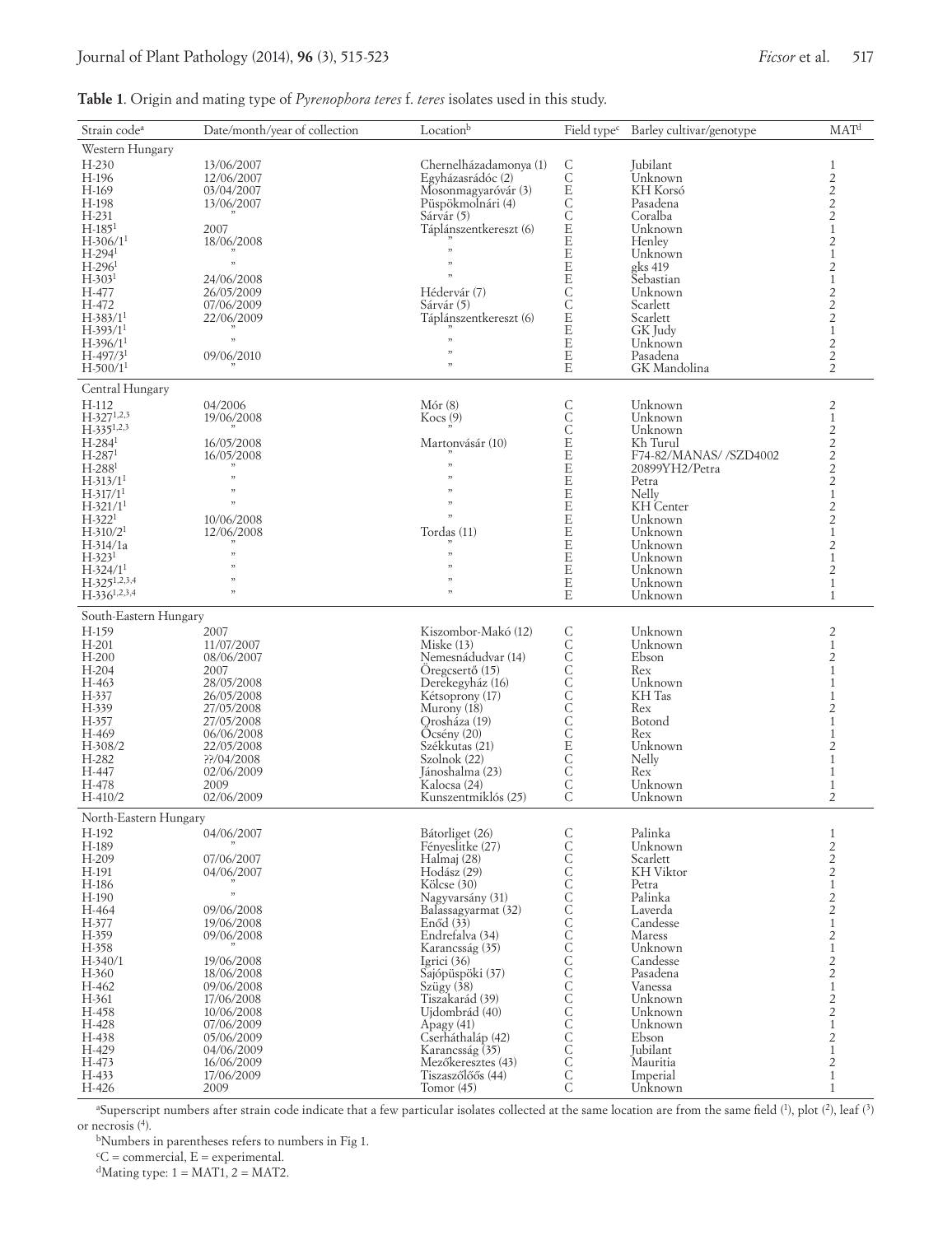**Table 1**. Origin and mating type of *Pyrenophora teres* f. *teres* isolates used in this study.

| Strain code[a] | Date/month/year of collection | Location[b] | Field type[c] | Barley cultivar/genotype | MAT[d] |
|---|---|---|---|---|---|
| Western Hungary | | | | | |
| H-230 | 13/06/2007 | Chernelházadamonya (1) | C | Jubilant | 1 |
| H-196 | 12/06/2007 | Egyházasrádóc (2) | C | Unknown | 2 |
| H-169 | 03/04/2007 | Mosonmagyaróvár (3) | E | KH Korsó | 2 |
| H-198 | 13/06/2007 | Püspökmolnári (4) | C | Pasadena | 2 |
| H-231 | " | Sárvár (5) | C | Coralba | 2 |
| H-185[1] | 2007 | Táplánszentkereszt (6) | E | Unknown | 1 |
| H-306/1[1] | 18/06/2008 | " | E | Henley | 2 |
| H-294[1] | " | " | E | Unknown | 1 |
| H-296[1] | " | " | E | gks 419 | 2 |
| H-303[1] | 24/06/2008 | " | E | Sebastian | 1 |
| H-477 | 26/05/2009 | Hédervár (7) | C | Unknown | 2 |
| H-472 | 07/06/2009 | Sárvár (5) | C | Scarlett | 2 |
| H-383/1[1] | 22/06/2009 | Táplánszentkereszt (6) | E | Scarlett | 2 |
| H-393/1[1] | " | " | E | GK Judy | 1 |
| H-396/1[1] | " | " | E | Unknown | 2 |
| H-497/3[1] | 09/06/2010 | " | E | Pasadena | 2 |
| H-500/1[1] | " | " | E | GK Mandolina | 2 |
| Central Hungary | | | | | |
| H-112 | 04/2006 | Mór (8) | C | Unknown | 2 |
| H-327[1,2,3] | 19/06/2008 | Kocs (9) | C | Unknown | 1 |
| H-335[1,2,3] | " | " | C | Unknown | 2 |
| H-284[1] | 16/05/2008 | Martonvásár (10) | E | Kh Turul | 2 |
| H-287[1] | 16/05/2008 | " | E | F74-82/MANAS/ /SZD4002 | 2 |
| H-288[1] | " | " | E | 20899YH2/Petra | 2 |
| H-313/1[1] | " | " | E | Petra | 2 |
| H-317/1[1] | " | " | E | Nelly | 1 |
| H-321/1[1] | " | " | E | KH Center | 2 |
| H-322[1] | 10/06/2008 | " | E | Unknown | 2 |
| H-310/2[1] | 12/06/2008 | Tordas (11) | E | Unknown | 1 |
| H-314/1a | " | " | E | Unknown | 2 |
| H-323[1] | " | " | E | Unknown | 1 |
| H-324/1[1] | " | " | E | Unknown | 2 |
| H-325[1,2,3,4] | " | " | E | Unknown | 1 |
| H-336[1,2,3,4] | " | " | E | Unknown | 1 |
| South-Eastern Hungary | | | | | |
| H-159 | 2007 | Kiszombor-Makó (12) | C | Unknown | 2 |
| H-201 | 11/07/2007 | Miske (13) | C | Unknown | 1 |
| H-200 | 08/06/2007 | Nemesnádudvar (14) | C | Ebson | 2 |
| H-204 | 2007 | Öregcsertő (15) | C | Rex | 1 |
| H-463 | 28/05/2008 | Derekegyház (16) | C | Unknown | 1 |
| H-337 | 26/05/2008 | Kétsoprony (17) | C | KH Tas | 1 |
| H-339 | 27/05/2008 | Murony (18) | C | Rex | 2 |
| H-357 | 27/05/2008 | Orosháza (19) | C | Botond | 1 |
| H-469 | 06/06/2008 | Öcsény (20) | C | Rex | 1 |
| H-308/2 | 22/05/2008 | Székkutas (21) | E | Unknown | 2 |
| H-282 | ??/04/2008 | Szolnok (22) | C | Nelly | 1 |
| H-447 | 02/06/2009 | Jánoshalma (23) | C | Rex | 1 |
| H-478 | 2009 | Kalocsa (24) | C | Unknown | 1 |
| H-410/2 | 02/06/2009 | Kunszentmiklós (25) | C | Unknown | 2 |
| North-Eastern Hungary | | | | | |
| H-192 | 04/06/2007 | Bátorliget (26) | C | Palinka | 1 |
| H-189 | " | Fényeslitke (27) | C | Unknown | 2 |
| H-209 | 07/06/2007 | Halmaj (28) | C | Scarlett | 2 |
| H-191 | 04/06/2007 | Hodász (29) | C | KH Viktor | 2 |
| H-186 | " | Kölcse (30) | C | Petra | 1 |
| H-190 | " | Nagyvarsány (31) | C | Palinka | 2 |
| H-464 | 09/06/2008 | Balassagyarmat (32) | C | Laverda | 2 |
| H-377 | 19/06/2008 | Encs (33) | C | Candesse | 1 |
| H-359 | 09/06/2008 | Endrefalva (34) | C | Maress | 2 |
| H-358 | " | Karancsság (35) | C | Unknown | 1 |
| H-340/1 | 19/06/2008 | Igrici (36) | C | Candesse | 2 |
| H-360 | 18/06/2008 | Sajópüspöki (37) | C | Pasadena | 2 |
| H-462 | 09/06/2008 | Szügy (38) | C | Vanessa | 1 |
| H-361 | 17/06/2008 | Tiszakarád (39) | C | Unknown | 2 |
| H-458 | 10/06/2008 | Ujdombrád (40) | C | Unknown | 2 |
| H-428 | 07/06/2009 | Apagy (41) | C | Unknown | 1 |
| H-438 | 05/06/2009 | Cserháthaláp (42) | C | Ebson | 2 |
| H-429 | 04/06/2009 | Karancsság (35) | C | Jubilant | 1 |
| H-473 | 16/06/2009 | Mezőkeresztes (43) | C | Mauritia | 2 |
| H-433 | 17/06/2009 | Tiszaszőlős (44) | C | Imperial | 1 |
| H-426 | 2009 | Tomor (45) | C | Unknown | 1 |

[a]Superscript numbers after strain code indicate that a few particular isolates collected at the same location are from the same field ([1]), plot ([2]), leaf ([3]) or necrosis ([4]).

[b]Numbers in parentheses refers to numbers in Fig 1.

[c]C = commercial, E = experimental.

[d]Mating type: 1 = MAT1, 2 = MAT2.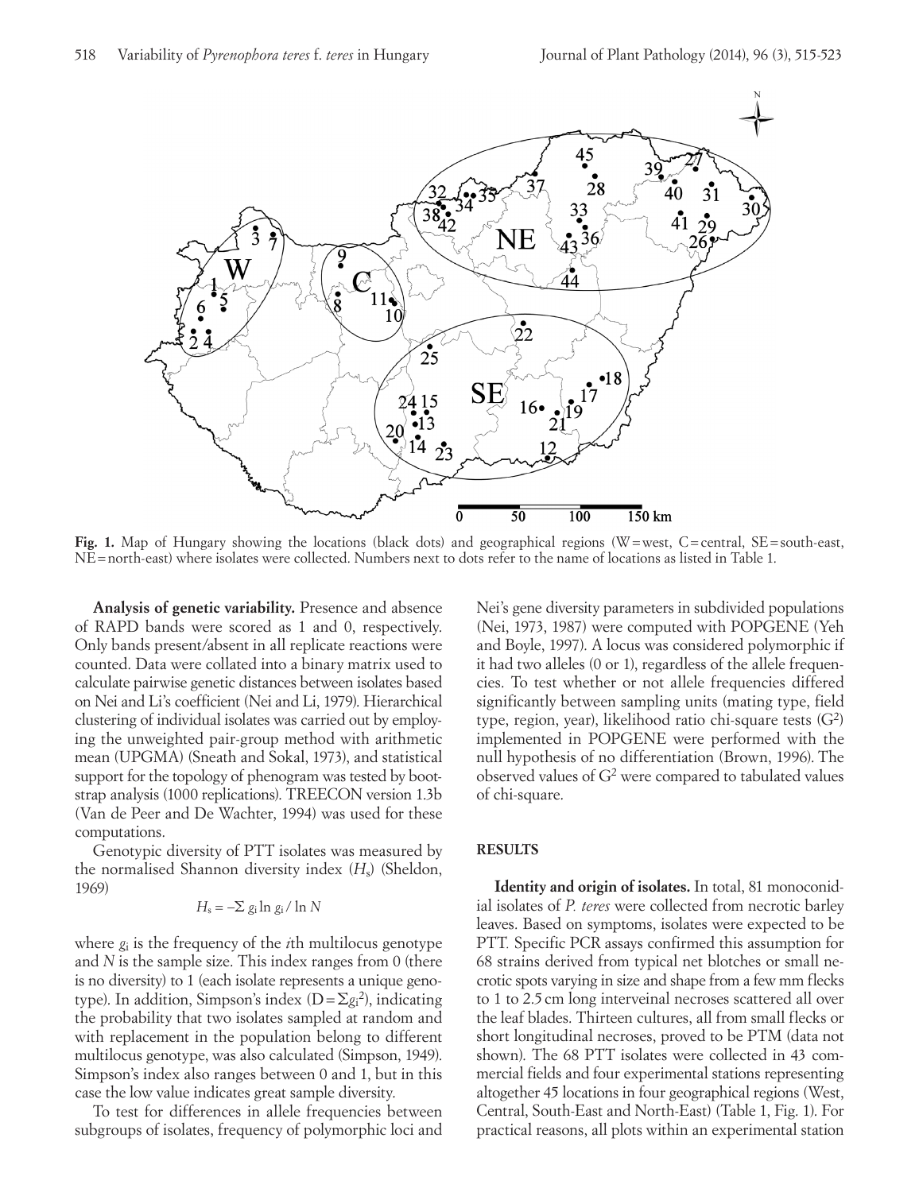**Fig. 1.** Map of Hungary showing the locations (black dots) and geographical regions (W = west, C = central, SE = south-east, NE = north-east) where isolates were collected. Numbers next to dots refer to the name of locations as listed in Table 1.

**Analysis of genetic variability.** Presence and absence of RAPD bands were scored as 1 and 0, respectively. Only bands present/absent in all replicate reactions were counted. Data were collated into a binary matrix used to calculate pairwise genetic distances between isolates based on Nei and Li's coefficient (Nei and Li, 1979). Hierarchical clustering of individual isolates was carried out by employing the unweighted pair-group method with arithmetic mean (UPGMA) (Sneath and Sokal, 1973), and statistical support for the topology of phenogram was tested by bootstrap analysis (1000 replications). TREECON version 1.3b (Van de Peer and De Wachter, 1994) was used for these computations.

Genotypic diversity of PTT isolates was measured by the normalised Shannon diversity index ($H_s$) (Sheldon, 1969)

$$H_s = -\Sigma\, g_i \ln g_i / \ln N$$

where $g_i$ is the frequency of the $i$th multilocus genotype and $N$ is the sample size. This index ranges from 0 (there is no diversity) to 1 (each isolate represents a unique genotype). In addition, Simpson's index ($D = \Sigma g_i^2$), indicating the probability that two isolates sampled at random and with replacement in the population belong to different multilocus genotype, was also calculated (Simpson, 1949). Simpson's index also ranges between 0 and 1, but in this case the low value indicates great sample diversity.

To test for differences in allele frequencies between subgroups of isolates, frequency of polymorphic loci and Nei's gene diversity parameters in subdivided populations (Nei, 1973, 1987) were computed with POPGENE (Yeh and Boyle, 1997). A locus was considered polymorphic if it had two alleles (0 or 1), regardless of the allele frequencies. To test whether or not allele frequencies differed significantly between sampling units (mating type, field type, region, year), likelihood ratio chi-square tests ($G^2$) implemented in POPGENE were performed with the null hypothesis of no differentiation (Brown, 1996). The observed values of $G^2$ were compared to tabulated values of chi-square.

## RESULTS

**Identity and origin of isolates.** In total, 81 monoconidial isolates of *P. teres* were collected from necrotic barley leaves. Based on symptoms, isolates were expected to be PTT. Specific PCR assays confirmed this assumption for 68 strains derived from typical net blotches or small necrotic spots varying in size and shape from a few mm flecks to 1 to 2.5 cm long interveinal necroses scattered all over the leaf blades. Thirteen cultures, all from small flecks or short longitudinal necroses, proved to be PTM (data not shown). The 68 PTT isolates were collected in 43 commercial fields and four experimental stations representing altogether 45 locations in four geographical regions (West, Central, South-East and North-East) (Table 1, Fig. 1). For practical reasons, all plots within an experimental station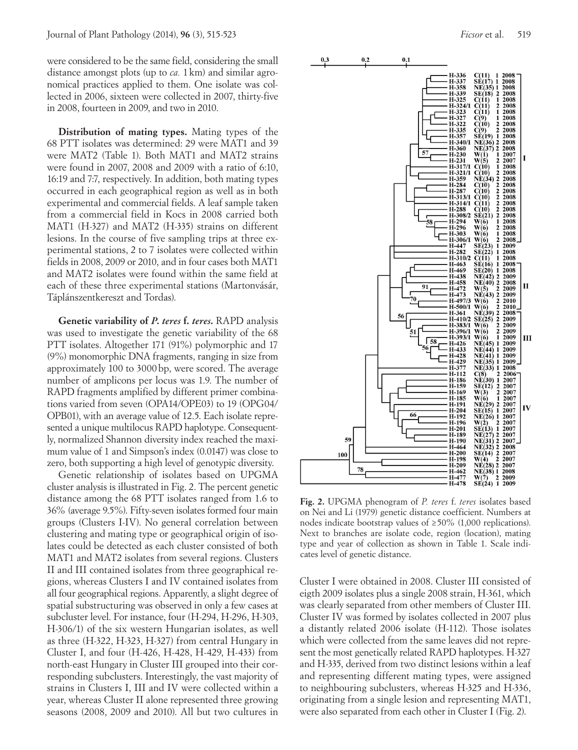were considered to be the same field, considering the small distance amongst plots (up to *ca.* 1 km) and similar agronomical practices applied to them. One isolate was collected in 2006, sixteen were collected in 2007, thirty-five in 2008, fourteen in 2009, and two in 2010.

**Distribution of mating types.** Mating types of the 68 PTT isolates was determined: 29 were MAT1 and 39 were MAT2 (Table 1). Both MAT1 and MAT2 strains were found in 2007, 2008 and 2009 with a ratio of 6:10, 16:19 and 7:7, respectively. In addition, both mating types occurred in each geographical region as well as in both experimental and commercial fields. A leaf sample taken from a commercial field in Kocs in 2008 carried both MAT1 (H-327) and MAT2 (H-335) strains on different lesions. In the course of five sampling trips at three experimental stations, 2 to 7 isolates were collected within fields in 2008, 2009 or 2010, and in four cases both MAT1 and MAT2 isolates were found within the same field at each of these three experimental stations (Martonvásár, Táplánszentkereszt and Tordas).

**Genetic variability of *P. teres* f. *teres*.** RAPD analysis was used to investigate the genetic variability of the 68 PTT isolates. Altogether 171 (91%) polymorphic and 17 (9%) monomorphic DNA fragments, ranging in size from approximately 100 to 3000 bp, were scored. The average number of amplicons per locus was 1.9. The number of RAPD fragments amplified by different primer combinations varied from seven (OPA14/OPE03) to 19 (OPG04/OPB01), with an average value of 12.5. Each isolate represented a unique multilocus RAPD haplotype. Consequently, normalized Shannon diversity index reached the maximum value of 1 and Simpson's index (0.0147) was close to zero, both supporting a high level of genotypic diversity.

Genetic relationship of isolates based on UPGMA cluster analysis is illustrated in Fig. 2. The percent genetic distance among the 68 PTT isolates ranged from 1.6 to 36% (average 9.5%). Fifty-seven isolates formed four main groups (Clusters I-IV). No general correlation between clustering and mating type or geographical origin of isolates could be detected as each cluster consisted of both MAT1 and MAT2 isolates from several regions. Clusters II and III contained isolates from three geographical regions, whereas Clusters I and IV contained isolates from all four geographical regions. Apparently, a slight degree of spatial substructuring was observed in only a few cases at subcluster level. For instance, four (H-294, H-296, H-303, H-306/1) of the six western Hungarian isolates, as well as three (H-322, H-323, H-327) from central Hungary in Cluster I, and four (H-426, H-428, H-429, H-433) from north-east Hungary in Cluster III grouped into their corresponding subclusters. Interestingly, the vast majority of strains in Clusters I, III and IV were collected within a year, whereas Cluster II alone represented three growing seasons (2008, 2009 and 2010). All but two cultures in Cluster I were obtained in 2008. Cluster III consisted of eigth 2009 isolates plus a single 2008 strain, H-361, which was clearly separated from other members of Cluster III. Cluster IV was formed by isolates collected in 2007 plus a distantly related 2006 isolate (H-112). Those isolates which were collected from the same leaves did not represent the most genetically related RAPD haplotypes. H-327 and H-335, derived from two distinct lesions within a leaf and representing different mating types, were assigned to neighbouring subclusters, whereas H-325 and H-336, originating from a single lesion and representing MAT1, were also separated from each other in Cluster I (Fig. 2).

**Fig. 2.** UPGMA phenogram of *P. teres* f. *teres* isolates based on Nei and Li (1979) genetic distance coefficient. Numbers at nodes indicate bootstrap values of ≥50% (1,000 replications). Next to branches are isolate code, region (location), mating type and year of collection as shown in Table 1. Scale indicates level of genetic distance.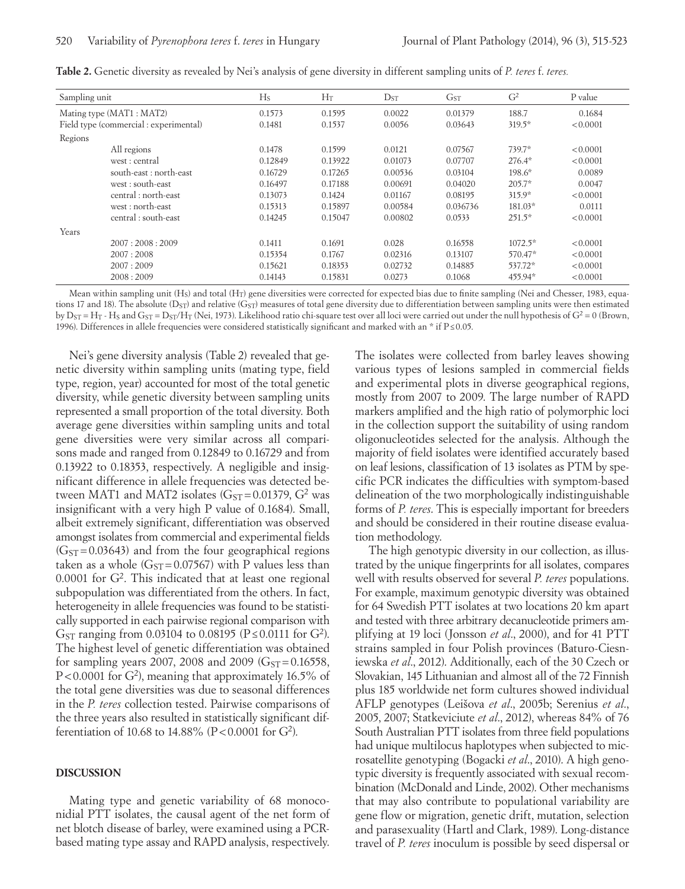**Table 2.** Genetic diversity as revealed by Nei's analysis of gene diversity in different sampling units of *P. teres* f. *teres.*

| Sampling unit | $H_S$ | $H_T$ | $D_{ST}$ | $G_{ST}$ | $G^2$ | P value |
|---|---|---|---|---|---|---|
| Mating type (MAT1 : MAT2) | 0.1573 | 0.1595 | 0.0022 | 0.01379 | 188.7 | 0.1684 |
| Field type (commercial : experimental) | 0.1481 | 0.1537 | 0.0056 | 0.03643 | 319.5* | < 0.0001 |
| Regions | | | | | | |
| All regions | 0.1478 | 0.1599 | 0.0121 | 0.07567 | 739.7* | < 0.0001 |
| west : central | 0.12849 | 0.13922 | 0.01073 | 0.07707 | 276.4* | < 0.0001 |
| south-east : north-east | 0.16729 | 0.17265 | 0.00536 | 0.03104 | 198.6* | 0.0089 |
| west : south-east | 0.16497 | 0.17188 | 0.00691 | 0.04020 | 205.7* | 0.0047 |
| central : north-east | 0.13073 | 0.1424 | 0.01167 | 0.08195 | 315.9* | < 0.0001 |
| west : north-east | 0.15313 | 0.15897 | 0.00584 | 0.036736 | 181.03* | 0.0111 |
| central : south-east | 0.14245 | 0.15047 | 0.00802 | 0.0533 | 251.5* | < 0.0001 |
| Years | | | | | | |
| 2007 : 2008 : 2009 | 0.1411 | 0.1691 | 0.028 | 0.16558 | 1072.5* | < 0.0001 |
| 2007 : 2008 | 0.15354 | 0.1767 | 0.02316 | 0.13107 | 570.47* | < 0.0001 |
| 2007 : 2009 | 0.15621 | 0.18353 | 0.02732 | 0.14885 | 537.72* | < 0.0001 |
| 2008 : 2009 | 0.14143 | 0.15831 | 0.0273 | 0.1068 | 455.94* | < 0.0001 |

Mean within sampling unit ($H_S$) and total ($H_T$) gene diversities were corrected for expected bias due to finite sampling (Nei and Chesser, 1983, equations 17 and 18). The absolute ($D_{ST}$) and relative ($G_{ST}$) measures of total gene diversity due to differentiation between sampling units were then estimated by $D_{ST} = H_T - H_S$ and $G_{ST} = D_{ST}/H_T$ (Nei, 1973). Likelihood ratio chi-square test over all loci were carried out under the null hypothesis of $G^2 = 0$ (Brown, 1996). Differences in allele frequencies were considered statistically significant and marked with an * if $P \leq 0.05$.

Nei's gene diversity analysis (Table 2) revealed that genetic diversity within sampling units (mating type, field type, region, year) accounted for most of the total genetic diversity, while genetic diversity between sampling units represented a small proportion of the total diversity. Both average gene diversities within sampling units and total gene diversities were very similar across all comparisons made and ranged from 0.12849 to 0.16729 and from 0.13922 to 0.18353, respectively. A negligible and insignificant difference in allele frequencies was detected between MAT1 and MAT2 isolates ($G_{ST} = 0.01379$, $G^2$ was insignificant with a very high P value of 0.1684). Small, albeit extremely significant, differentiation was observed amongst isolates from commercial and experimental fields ($G_{ST} = 0.03643$) and from the four geographical regions taken as a whole ($G_{ST} = 0.07567$) with P values less than 0.0001 for $G^2$. This indicated that at least one regional subpopulation was differentiated from the others. In fact, heterogeneity in allele frequencies was found to be statistically supported in each pairwise regional comparison with $G_{ST}$ ranging from 0.03104 to 0.08195 ($P \leq 0.0111$ for $G^2$). The highest level of genetic differentiation was obtained for sampling years 2007, 2008 and 2009 ($G_{ST} = 0.16558$, $P < 0.0001$ for $G^2$), meaning that approximately 16.5% of the total gene diversities was due to seasonal differences in the *P. teres* collection tested. Pairwise comparisons of the three years also resulted in statistically significant differentiation of 10.68 to 14.88% ($P < 0.0001$ for $G^2$).

## DISCUSSION

Mating type and genetic variability of 68 monoconidial PTT isolates, the causal agent of the net form of net blotch disease of barley, were examined using a PCR-based mating type assay and RAPD analysis, respectively. The isolates were collected from barley leaves showing various types of lesions sampled in commercial fields and experimental plots in diverse geographical regions, mostly from 2007 to 2009. The large number of RAPD markers amplified and the high ratio of polymorphic loci in the collection support the suitability of using random oligonucleotides selected for the analysis. Although the majority of field isolates were identified accurately based on leaf lesions, classification of 13 isolates as PTM by specific PCR indicates the difficulties with symptom-based delineation of the two morphologically indistinguishable forms of *P. teres*. This is especially important for breeders and should be considered in their routine disease evaluation methodology.

The high genotypic diversity in our collection, as illustrated by the unique fingerprints for all isolates, compares well with results observed for several *P. teres* populations. For example, maximum genotypic diversity was obtained for 64 Swedish PTT isolates at two locations 20 km apart and tested with three arbitrary decanucleotide primers amplifying at 19 loci (Jonsson *et al*., 2000), and for 41 PTT strains sampled in four Polish provinces (Baturo-Ciesniewska *et al*., 2012). Additionally, each of the 30 Czech or Slovakian, 145 Lithuanian and almost all of the 72 Finnish plus 185 worldwide net form cultures showed individual AFLP genotypes (Leišova *et al*., 2005b; Serenius *et al*., 2005, 2007; Statkeviciute *et al*., 2012), whereas 84% of 76 South Australian PTT isolates from three field populations had unique multilocus haplotypes when subjected to microsatellite genotyping (Bogacki *et al*., 2010). A high genotypic diversity is frequently associated with sexual recombination (McDonald and Linde, 2002). Other mechanisms that may also contribute to populational variability are gene flow or migration, genetic drift, mutation, selection and parasexuality (Hartl and Clark, 1989). Long-distance travel of *P. teres* inoculum is possible by seed dispersal or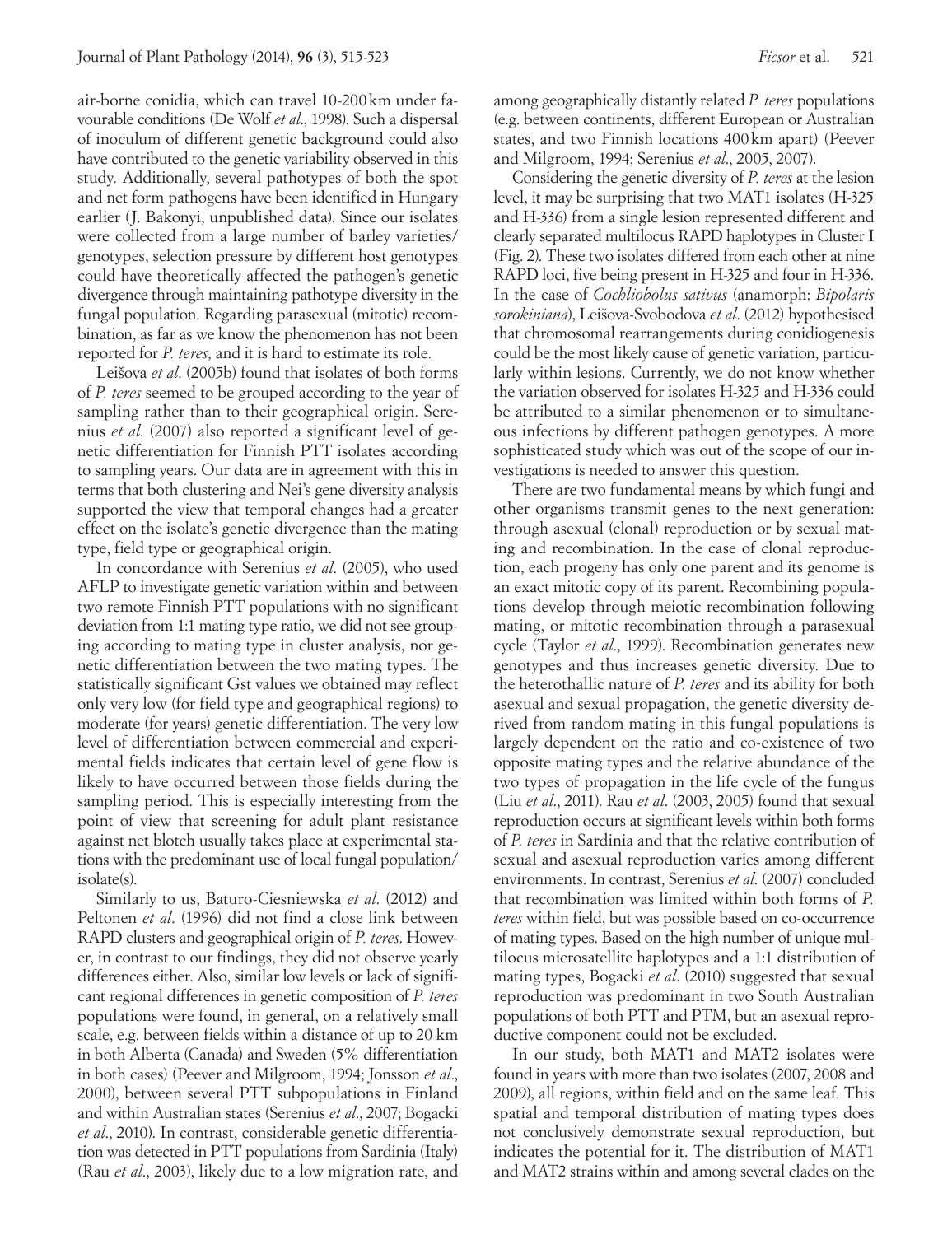air-borne conidia, which can travel 10-200 km under favourable conditions (De Wolf *et al*., 1998). Such a dispersal of inoculum of different genetic background could also have contributed to the genetic variability observed in this study. Additionally, several pathotypes of both the spot and net form pathogens have been identified in Hungary earlier (J. Bakonyi, unpublished data). Since our isolates were collected from a large number of barley varieties/genotypes, selection pressure by different host genotypes could have theoretically affected the pathogen's genetic divergence through maintaining pathotype diversity in the fungal population. Regarding parasexual (mitotic) recombination, as far as we know the phenomenon has not been reported for *P. teres*, and it is hard to estimate its role.

Leišova *et al*. (2005b) found that isolates of both forms of *P. teres* seemed to be grouped according to the year of sampling rather than to their geographical origin. Serenius *et al*. (2007) also reported a significant level of genetic differentiation for Finnish PTT isolates according to sampling years. Our data are in agreement with this in terms that both clustering and Nei's gene diversity analysis supported the view that temporal changes had a greater effect on the isolate's genetic divergence than the mating type, field type or geographical origin.

In concordance with Serenius *et al*. (2005), who used AFLP to investigate genetic variation within and between two remote Finnish PTT populations with no significant deviation from 1:1 mating type ratio, we did not see grouping according to mating type in cluster analysis, nor genetic differentiation between the two mating types. The statistically significant Gst values we obtained may reflect only very low (for field type and geographical regions) to moderate (for years) genetic differentiation. The very low level of differentiation between commercial and experimental fields indicates that certain level of gene flow is likely to have occurred between those fields during the sampling period. This is especially interesting from the point of view that screening for adult plant resistance against net blotch usually takes place at experimental stations with the predominant use of local fungal population/isolate(s).

Similarly to us, Baturo-Ciesniewska *et al*. (2012) and Peltonen *et al*. (1996) did not find a close link between RAPD clusters and geographical origin of *P. teres*. However, in contrast to our findings, they did not observe yearly differences either. Also, similar low levels or lack of significant regional differences in genetic composition of *P. teres* populations were found, in general, on a relatively small scale, e.g. between fields within a distance of up to 20 km in both Alberta (Canada) and Sweden (5% differentiation in both cases) (Peever and Milgroom, 1994; Jonsson *et al*., 2000), between several PTT subpopulations in Finland and within Australian states (Serenius *et al*., 2007; Bogacki *et al*., 2010). In contrast, considerable genetic differentiation was detected in PTT populations from Sardinia (Italy) (Rau *et al*., 2003), likely due to a low migration rate, and among geographically distantly related *P. teres* populations (e.g. between continents, different European or Australian states, and two Finnish locations 400 km apart) (Peever and Milgroom, 1994; Serenius *et al*., 2005, 2007).

Considering the genetic diversity of *P. teres* at the lesion level, it may be surprising that two MAT1 isolates (H-325 and H-336) from a single lesion represented different and clearly separated multilocus RAPD haplotypes in Cluster I (Fig. 2). These two isolates differed from each other at nine RAPD loci, five being present in H-325 and four in H-336. In the case of *Cochliobolus sativus* (anamorph: *Bipolaris sorokiniana*), Leišova-Svobodova *et al*. (2012) hypothesised that chromosomal rearrangements during conidiogenesis could be the most likely cause of genetic variation, particularly within lesions. Currently, we do not know whether the variation observed for isolates H-325 and H-336 could be attributed to a similar phenomenon or to simultaneous infections by different pathogen genotypes. A more sophisticated study which was out of the scope of our investigations is needed to answer this question.

There are two fundamental means by which fungi and other organisms transmit genes to the next generation: through asexual (clonal) reproduction or by sexual mating and recombination. In the case of clonal reproduction, each progeny has only one parent and its genome is an exact mitotic copy of its parent. Recombining populations develop through meiotic recombination following mating, or mitotic recombination through a parasexual cycle (Taylor *et al*., 1999). Recombination generates new genotypes and thus increases genetic diversity. Due to the heterothallic nature of *P. teres* and its ability for both asexual and sexual propagation, the genetic diversity derived from random mating in this fungal populations is largely dependent on the ratio and co-existence of two opposite mating types and the relative abundance of the two types of propagation in the life cycle of the fungus (Liu *et al*., 2011). Rau *et al*. (2003, 2005) found that sexual reproduction occurs at significant levels within both forms of *P. teres* in Sardinia and that the relative contribution of sexual and asexual reproduction varies among different environments. In contrast, Serenius *et al*. (2007) concluded that recombination was limited within both forms of *P. teres* within field, but was possible based on co-occurrence of mating types. Based on the high number of unique multilocus microsatellite haplotypes and a 1:1 distribution of mating types, Bogacki *et al*. (2010) suggested that sexual reproduction was predominant in two South Australian populations of both PTT and PTM, but an asexual reproductive component could not be excluded.

In our study, both MAT1 and MAT2 isolates were found in years with more than two isolates (2007, 2008 and 2009), all regions, within field and on the same leaf. This spatial and temporal distribution of mating types does not conclusively demonstrate sexual reproduction, but indicates the potential for it. The distribution of MAT1 and MAT2 strains within and among several clades on the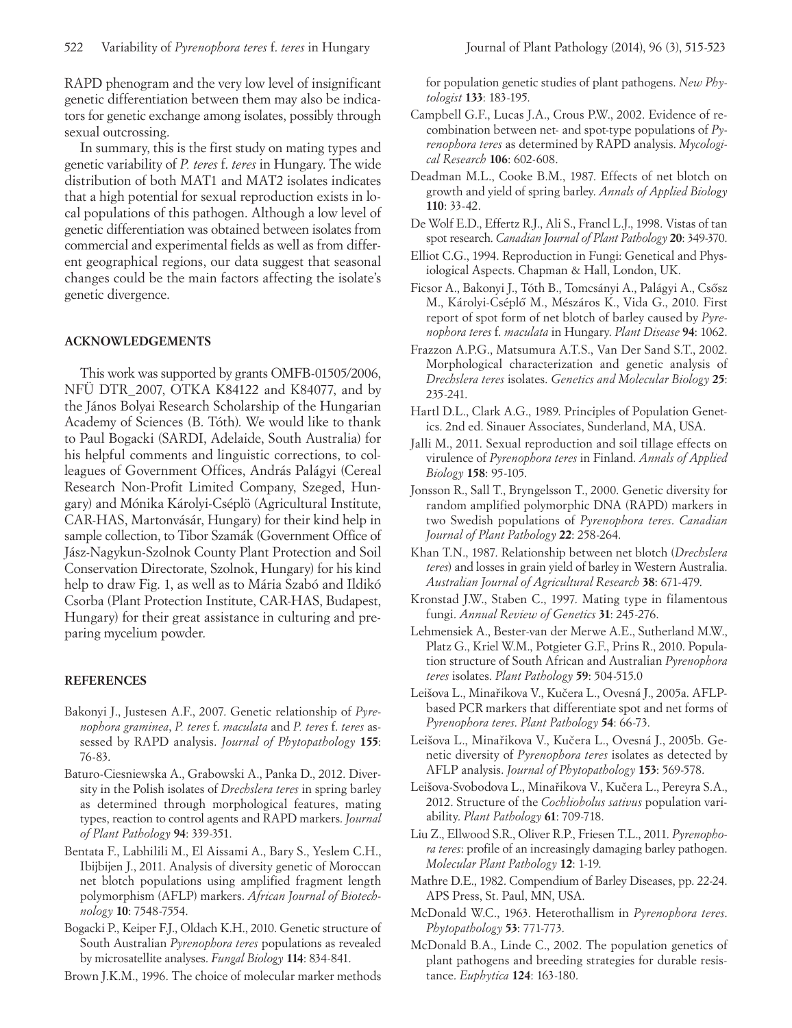RAPD phenogram and the very low level of insignificant genetic differentiation between them may also be indicators for genetic exchange among isolates, possibly through sexual outcrossing.

In summary, this is the first study on mating types and genetic variability of *P. teres* f. *teres* in Hungary. The wide distribution of both MAT1 and MAT2 isolates indicates that a high potential for sexual reproduction exists in local populations of this pathogen. Although a low level of genetic differentiation was obtained between isolates from commercial and experimental fields as well as from different geographical regions, our data suggest that seasonal changes could be the main factors affecting the isolate's genetic divergence.

## ACKNOWLEDGEMENTS

This work was supported by grants OMFB-01505/2006, NFÜ DTR_2007, OTKA K84122 and K84077, and by the János Bolyai Research Scholarship of the Hungarian Academy of Sciences (B. Tóth). We would like to thank to Paul Bogacki (SARDI, Adelaide, South Australia) for his helpful comments and linguistic corrections, to colleagues of Government Offices, András Palágyi (Cereal Research Non-Profit Limited Company, Szeged, Hungary) and Mónika Károlyi-Cséplö (Agricultural Institute, CAR-HAS, Martonvásár, Hungary) for their kind help in sample collection, to Tibor Szamák (Government Office of Jász-Nagykun-Szolnok County Plant Protection and Soil Conservation Directorate, Szolnok, Hungary) for his kind help to draw Fig. 1, as well as to Mária Szabó and Ildikó Csorba (Plant Protection Institute, CAR-HAS, Budapest, Hungary) for their great assistance in culturing and preparing mycelium powder.

## REFERENCES

Bakonyi J., Justesen A.F., 2007. Genetic relationship of *Pyrenophora graminea*, *P. teres* f. *maculata* and *P. teres* f. *teres* assessed by RAPD analysis. *Journal of Phytopathology* **155**: 76-83.

Baturo-Ciesniewska A., Grabowski A., Panka D., 2012. Diversity in the Polish isolates of *Drechslera teres* in spring barley as determined through morphological features, mating types, reaction to control agents and RAPD markers. *Journal of Plant Pathology* **94**: 339-351.

Bentata F., Labhilili M., El Aissami A., Bary S., Yeslem C.H., Ibijbijen J., 2011. Analysis of diversity genetic of Moroccan net blotch populations using amplified fragment length polymorphism (AFLP) markers. *African Journal of Biotechnology* **10**: 7548-7554.

Bogacki P., Keiper F.J., Oldach K.H., 2010. Genetic structure of South Australian *Pyrenophora teres* populations as revealed by microsatellite analyses. *Fungal Biology* **114**: 834-841.

Brown J.K.M., 1996. The choice of molecular marker methods for population genetic studies of plant pathogens. *New Phytologist* **133**: 183-195.

Campbell G.F., Lucas J.A., Crous P.W., 2002. Evidence of recombination between net- and spot-type populations of *Pyrenophora teres* as determined by RAPD analysis. *Mycological Research* **106**: 602-608.

Deadman M.L., Cooke B.M., 1987. Effects of net blotch on growth and yield of spring barley. *Annals of Applied Biology* **110**: 33-42.

De Wolf E.D., Effertz R.J., Ali S., Francl L.J., 1998. Vistas of tan spot research. *Canadian Journal of Plant Pathology* **20**: 349-370.

Elliot C.G., 1994. Reproduction in Fungi: Genetical and Physiological Aspects. Chapman & Hall, London, UK.

Ficsor A., Bakonyi J., Tóth B., Tomcsányi A., Palágyi A., Csősz M., Károlyi-Cséplő M., Mészáros K., Vida G., 2010. First report of spot form of net blotch of barley caused by *Pyrenophora teres* f. *maculata* in Hungary. *Plant Disease* **94**: 1062.

Frazzon A.P.G., Matsumura A.T.S., Van Der Sand S.T., 2002. Morphological characterization and genetic analysis of *Drechslera teres* isolates. *Genetics and Molecular Biology* **25**: 235-241.

Hartl D.L., Clark A.G., 1989. Principles of Population Genetics. 2nd ed. Sinauer Associates, Sunderland, MA, USA.

Jalli M., 2011. Sexual reproduction and soil tillage effects on virulence of *Pyrenophora teres* in Finland. *Annals of Applied Biology* **158**: 95-105.

Jonsson R., Sall T., Bryngelsson T., 2000. Genetic diversity for random amplified polymorphic DNA (RAPD) markers in two Swedish populations of *Pyrenophora teres*. *Canadian Journal of Plant Pathology* **22**: 258-264.

Khan T.N., 1987. Relationship between net blotch (*Drechslera teres*) and losses in grain yield of barley in Western Australia. *Australian Journal of Agricultural Research* **38**: 671-479.

Kronstad J.W., Staben C., 1997. Mating type in filamentous fungi. *Annual Review of Genetics* **31**: 245-276.

Lehmensiek A., Bester-van der Merwe A.E., Sutherland M.W., Platz G., Kriel W.M., Potgieter G.F., Prins R., 2010. Population structure of South African and Australian *Pyrenophora teres* isolates. *Plant Pathology* **59**: 504-515.0

Leišova L., Minařikova V., Kučera L., Ovesná J., 2005a. AFLP-based PCR markers that differentiate spot and net forms of *Pyrenophora teres*. *Plant Pathology* **54**: 66-73.

Leišova L., Minařikova V., Kučera L., Ovesná J., 2005b. Genetic diversity of *Pyrenophora teres* isolates as detected by AFLP analysis. *Journal of Phytopathology* **153**: 569-578.

Leišova-Svobodova L., Minařikova V., Kučera L., Pereyra S.A., 2012. Structure of the *Cochliobolus sativus* population variability. *Plant Pathology* **61**: 709-718.

Liu Z., Ellwood S.R., Oliver R.P., Friesen T.L., 2011. *Pyrenophora teres*: profile of an increasingly damaging barley pathogen. *Molecular Plant Pathology* **12**: 1-19.

Mathre D.E., 1982. Compendium of Barley Diseases, pp. 22-24. APS Press, St. Paul, MN, USA.

McDonald W.C., 1963. Heterothallism in *Pyrenophora teres*. *Phytopathology* **53**: 771-773.

McDonald B.A., Linde C., 2002. The population genetics of plant pathogens and breeding strategies for durable resistance. *Euphytica* **124**: 163-180.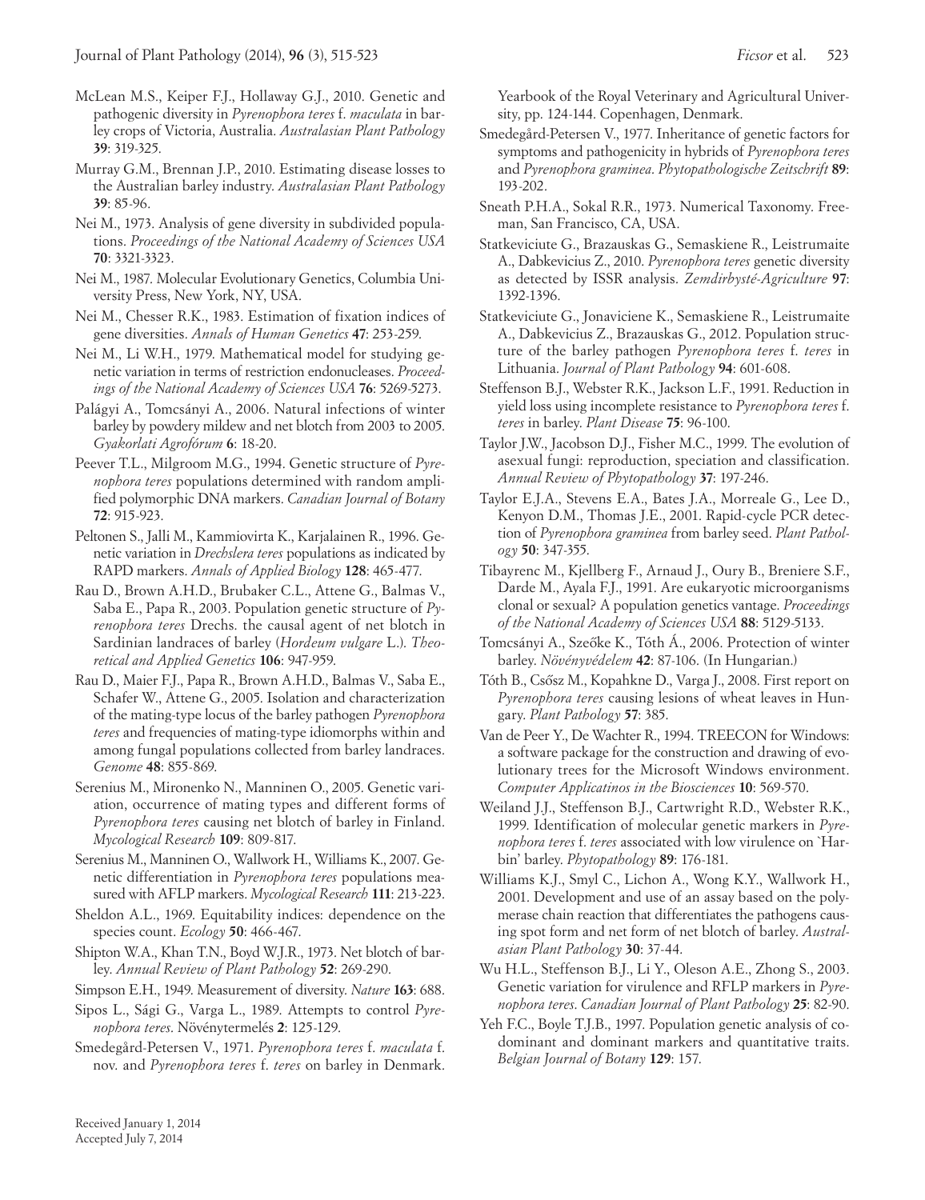McLean M.S., Keiper F.J., Hollaway G.J., 2010. Genetic and pathogenic diversity in *Pyrenophora teres* f. *maculata* in barley crops of Victoria, Australia. *Australasian Plant Pathology* **39**: 319-325.

Murray G.M., Brennan J.P., 2010. Estimating disease losses to the Australian barley industry. *Australasian Plant Pathology* **39**: 85-96.

Nei M., 1973. Analysis of gene diversity in subdivided populations. *Proceedings of the National Academy of Sciences USA* **70**: 3321-3323.

Nei M., 1987. Molecular Evolutionary Genetics, Columbia University Press, New York, NY, USA.

Nei M., Chesser R.K., 1983. Estimation of fixation indices of gene diversities. *Annals of Human Genetics* **47**: 253-259.

Nei M., Li W.H., 1979. Mathematical model for studying genetic variation in terms of restriction endonucleases. *Proceedings of the National Academy of Sciences USA* **76**: 5269-5273.

Palágyi A., Tomcsányi A., 2006. Natural infections of winter barley by powdery mildew and net blotch from 2003 to 2005. *Gyakorlati Agrofórum* **6**: 18-20.

Peever T.L., Milgroom M.G., 1994. Genetic structure of *Pyrenophora teres* populations determined with random amplified polymorphic DNA markers. *Canadian Journal of Botany* **72**: 915-923.

Peltonen S., Jalli M., Kammiovirta K., Karjalainen R., 1996. Genetic variation in *Drechslera teres* populations as indicated by RAPD markers. *Annals of Applied Biology* **128**: 465-477.

Rau D., Brown A.H.D., Brubaker C.L., Attene G., Balmas V., Saba E., Papa R., 2003. Population genetic structure of *Pyrenophora teres* Drechs. the causal agent of net blotch in Sardinian landraces of barley (*Hordeum vulgare* L.). *Theoretical and Applied Genetics* **106**: 947-959.

Rau D., Maier F.J., Papa R., Brown A.H.D., Balmas V., Saba E., Schafer W., Attene G., 2005. Isolation and characterization of the mating-type locus of the barley pathogen *Pyrenophora teres* and frequencies of mating-type idiomorphs within and among fungal populations collected from barley landraces. *Genome* **48**: 855-869.

Serenius M., Mironenko N., Manninen O., 2005. Genetic variation, occurrence of mating types and different forms of *Pyrenophora teres* causing net blotch of barley in Finland. *Mycological Research* **109**: 809-817.

Serenius M., Manninen O., Wallwork H., Williams K., 2007. Genetic differentiation in *Pyrenophora teres* populations measured with AFLP markers. *Mycological Research* **111**: 213-223.

Sheldon A.L., 1969. Equitability indices: dependence on the species count. *Ecology* **50**: 466-467.

Shipton W.A., Khan T.N., Boyd W.J.R., 1973. Net blotch of barley. *Annual Review of Plant Pathology* **52**: 269-290.

Simpson E.H., 1949. Measurement of diversity. *Nature* **163**: 688.

Sipos L., Sági G., Varga L., 1989. Attempts to control *Pyrenophora teres*. Növénytermelés **2**: 125-129.

Smedegård-Petersen V., 1971. *Pyrenophora teres* f. *maculata* f. nov. and *Pyrenophora teres* f. *teres* on barley in Denmark. Yearbook of the Royal Veterinary and Agricultural University, pp. 124-144. Copenhagen, Denmark.

Smedegård-Petersen V., 1977. Inheritance of genetic factors for symptoms and pathogenicity in hybrids of *Pyrenophora teres* and *Pyrenophora graminea*. *Phytopathologische Zeitschrift* **89**: 193-202.

Sneath P.H.A., Sokal R.R., 1973. Numerical Taxonomy. Freeman, San Francisco, CA, USA.

Statkeviciute G., Brazauskas G., Semaskiene R., Leistrumaite A., Dabkevicius Z., 2010. *Pyrenophora teres* genetic diversity as detected by ISSR analysis. *Zemdirbystė-Agriculture* **97**: 1392-1396.

Statkeviciute G., Jonaviciene K., Semaskiene R., Leistrumaite A., Dabkevicius Z., Brazauskas G., 2012. Population structure of the barley pathogen *Pyrenophora teres* f. *teres* in Lithuania. *Journal of Plant Pathology* **94**: 601-608.

Steffenson B.J., Webster R.K., Jackson L.F., 1991. Reduction in yield loss using incomplete resistance to *Pyrenophora teres* f. *teres* in barley. *Plant Disease* **75**: 96-100.

Taylor J.W., Jacobson D.J., Fisher M.C., 1999. The evolution of asexual fungi: reproduction, speciation and classification. *Annual Review of Phytopathology* **37**: 197-246.

Taylor E.J.A., Stevens E.A., Bates J.A., Morreale G., Lee D., Kenyon D.M., Thomas J.E., 2001. Rapid-cycle PCR detection of *Pyrenophora graminea* from barley seed. *Plant Pathology* **50**: 347-355.

Tibayrenc M., Kjellberg F., Arnaud J., Oury B., Breniere S.F., Darde M., Ayala F.J., 1991. Are eukaryotic microorganisms clonal or sexual? A population genetics vantage. *Proceedings of the National Academy of Sciences USA* **88**: 5129-5133.

Tomcsányi A., Szeőke K., Tóth Á., 2006. Protection of winter barley. *Növényvédelem* **42**: 87-106. (In Hungarian.)

Tóth B., Csősz M., Kopahnke D., Varga J., 2008. First report on *Pyrenophora teres* causing lesions of wheat leaves in Hungary. *Plant Pathology* **57**: 385.

Van de Peer Y., De Wachter R., 1994. TREECON for Windows: a software package for the construction and drawing of evolutionary trees for the Microsoft Windows environment. *Computer Applicatinos in the Biosciences* **10**: 569-570.

Weiland J.J., Steffenson B.J., Cartwright R.D., Webster R.K., 1999. Identification of molecular genetic markers in *Pyrenophora teres* f. *teres* associated with low virulence on `Harbin' barley. *Phytopathology* **89**: 176-181.

Williams K.J., Smyl C., Lichon A., Wong K.Y., Wallwork H., 2001. Development and use of an assay based on the polymerase chain reaction that differentiates the pathogens causing spot form and net form of net blotch of barley. *Australasian Plant Pathology* **30**: 37-44.

Wu H.L., Steffenson B.J., Li Y., Oleson A.E., Zhong S., 2003. Genetic variation for virulence and RFLP markers in *Pyrenophora teres*. *Canadian Journal of Plant Pathology* **25**: 82-90.

Yeh F.C., Boyle T.J.B., 1997. Population genetic analysis of codominant and dominant markers and quantitative traits. *Belgian Journal of Botany* **129**: 157.

Received January 1, 2014
Accepted July 7, 2014